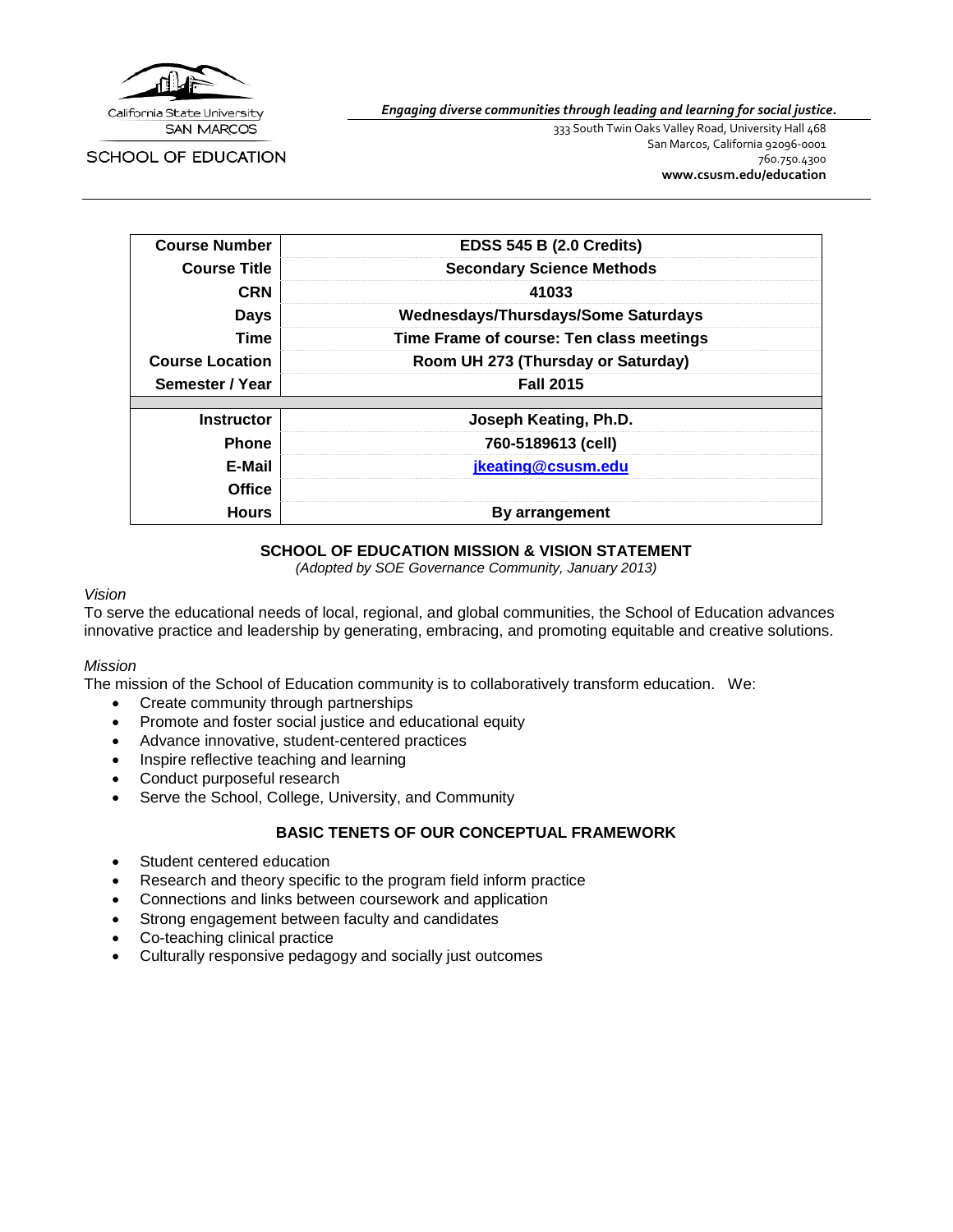California State University
SAN MARCOS

SCHOOL OF EDUCATION

***Engaging diverse communities through leading and learning for social justice.***

333 South Twin Oaks Valley Road, University Hall 468
San Marcos, California 92096-0001
760.750.4300
**www.csusm.edu/education**

| **Course Number** | **EDSS 545 B (2.0 Credits)** |
|---|---|
| **Course Title** | **Secondary Science Methods** |
| **CRN** | **41033** |
| **Days** | **Wednesdays/Thursdays/Some Saturdays** |
| **Time** | **Time Frame of course: Ten class meetings** |
| **Course Location** | **Room UH 273 (Thursday or Saturday)** |
| **Semester / Year** | **Fall 2015** |
| | |
| **Instructor** | **Joseph Keating, Ph.D.** |
| **Phone** | **760-5189613 (cell)** |
| **E-Mail** | **jkeating@csusm.edu** |
| **Office** | |
| **Hours** | **By arrangement** |

## SCHOOL OF EDUCATION MISSION & VISION STATEMENT

*(Adopted by SOE Governance Community, January 2013)*

*Vision*

To serve the educational needs of local, regional, and global communities, the School of Education advances innovative practice and leadership by generating, embracing, and promoting equitable and creative solutions.

*Mission*

The mission of the School of Education community is to collaboratively transform education. We:

- Create community through partnerships
- Promote and foster social justice and educational equity
- Advance innovative, student-centered practices
- Inspire reflective teaching and learning
- Conduct purposeful research
- Serve the School, College, University, and Community

## BASIC TENETS OF OUR CONCEPTUAL FRAMEWORK

- Student centered education
- Research and theory specific to the program field inform practice
- Connections and links between coursework and application
- Strong engagement between faculty and candidates
- Co-teaching clinical practice
- Culturally responsive pedagogy and socially just outcomes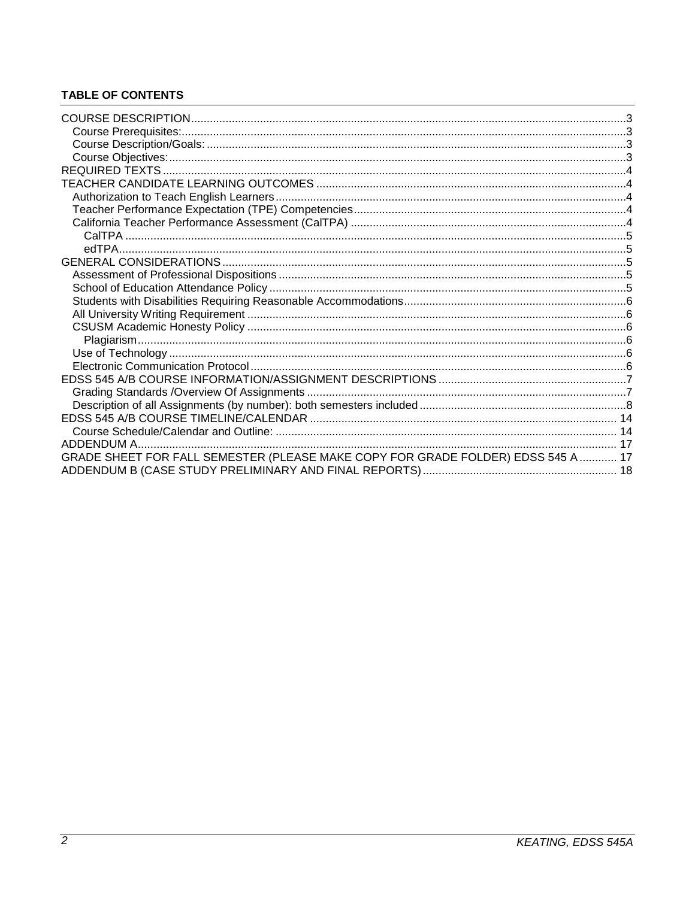**TABLE OF CONTENTS**

COURSE DESCRIPTION.....3
- Course Prerequisites:.....3
- Course Description/Goals: .....3
- Course Objectives:.....3

REQUIRED TEXTS.....4

TEACHER CANDIDATE LEARNING OUTCOMES .....4
- Authorization to Teach English Learners.....4
- Teacher Performance Expectation (TPE) Competencies.....4
- California Teacher Performance Assessment (CalTPA) .....4
  - CalTPA .....5
  - edTPA.....5

GENERAL CONSIDERATIONS.....5
- Assessment of Professional Dispositions .....5
- School of Education Attendance Policy .....5
- Students with Disabilities Requiring Reasonable Accommodations.....6
- All University Writing Requirement .....6
- CSUSM Academic Honesty Policy .....6
  - Plagiarism.....6
- Use of Technology .....6
- Electronic Communication Protocol.....6

EDSS 545 A/B COURSE INFORMATION/ASSIGNMENT DESCRIPTIONS .....7
- Grading Standards /Overview Of Assignments .....7
- Description of all Assignments (by number): both semesters included .....8

EDSS 545 A/B COURSE TIMELINE/CALENDAR ..... 14
- Course Schedule/Calendar and Outline: ..... 14

ADDENDUM A..... 17

GRADE SHEET FOR FALL SEMESTER (PLEASE MAKE COPY FOR GRADE FOLDER) EDSS 545 A ..... 17

ADDENDUM B (CASE STUDY PRELIMINARY AND FINAL REPORTS)..... 18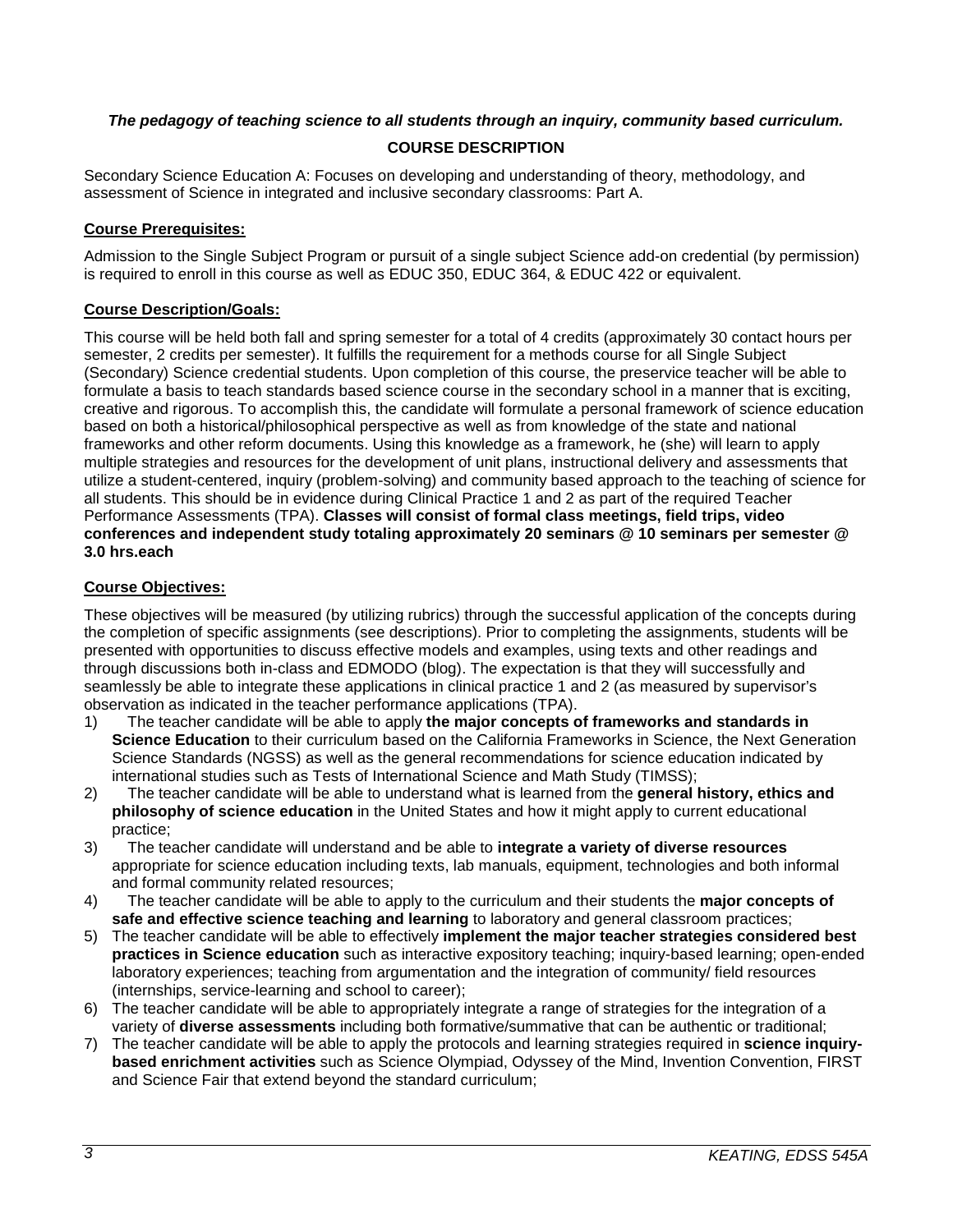***The pedagogy of teaching science to all students through an inquiry, community based curriculum.***

## COURSE DESCRIPTION

Secondary Science Education A: Focuses on developing and understanding of theory, methodology, and assessment of Science in integrated and inclusive secondary classrooms: Part A.

### Course Prerequisites:

Admission to the Single Subject Program or pursuit of a single subject Science add-on credential (by permission) is required to enroll in this course as well as EDUC 350, EDUC 364, & EDUC 422 or equivalent.

### Course Description/Goals:

This course will be held both fall and spring semester for a total of 4 credits (approximately 30 contact hours per semester, 2 credits per semester). It fulfills the requirement for a methods course for all Single Subject (Secondary) Science credential students. Upon completion of this course, the preservice teacher will be able to formulate a basis to teach standards based science course in the secondary school in a manner that is exciting, creative and rigorous. To accomplish this, the candidate will formulate a personal framework of science education based on both a historical/philosophical perspective as well as from knowledge of the state and national frameworks and other reform documents. Using this knowledge as a framework, he (she) will learn to apply multiple strategies and resources for the development of unit plans, instructional delivery and assessments that utilize a student-centered, inquiry (problem-solving) and community based approach to the teaching of science for all students. This should be in evidence during Clinical Practice 1 and 2 as part of the required Teacher Performance Assessments (TPA). **Classes will consist of formal class meetings, field trips, video conferences and independent study totaling approximately 20 seminars @ 10 seminars per semester @ 3.0 hrs.each**

### Course Objectives:

These objectives will be measured (by utilizing rubrics) through the successful application of the concepts during the completion of specific assignments (see descriptions). Prior to completing the assignments, students will be presented with opportunities to discuss effective models and examples, using texts and other readings and through discussions both in-class and EDMODO (blog). The expectation is that they will successfully and seamlessly be able to integrate these applications in clinical practice 1 and 2 (as measured by supervisor's observation as indicated in the teacher performance applications (TPA).

1) The teacher candidate will be able to apply **the major concepts of frameworks and standards in Science Education** to their curriculum based on the California Frameworks in Science, the Next Generation Science Standards (NGSS) as well as the general recommendations for science education indicated by international studies such as Tests of International Science and Math Study (TIMSS);
2) The teacher candidate will be able to understand what is learned from the **general history, ethics and philosophy of science education** in the United States and how it might apply to current educational practice;
3) The teacher candidate will understand and be able to **integrate a variety of diverse resources** appropriate for science education including texts, lab manuals, equipment, technologies and both informal and formal community related resources;
4) The teacher candidate will be able to apply to the curriculum and their students the **major concepts of safe and effective science teaching and learning** to laboratory and general classroom practices;
5) The teacher candidate will be able to effectively **implement the major teacher strategies considered best practices in Science education** such as interactive expository teaching; inquiry-based learning; open-ended laboratory experiences; teaching from argumentation and the integration of community/ field resources (internships, service-learning and school to career);
6) The teacher candidate will be able to appropriately integrate a range of strategies for the integration of a variety of **diverse assessments** including both formative/summative that can be authentic or traditional;
7) The teacher candidate will be able to apply the protocols and learning strategies required in **science inquiry-based enrichment activities** such as Science Olympiad, Odyssey of the Mind, Invention Convention, FIRST and Science Fair that extend beyond the standard curriculum;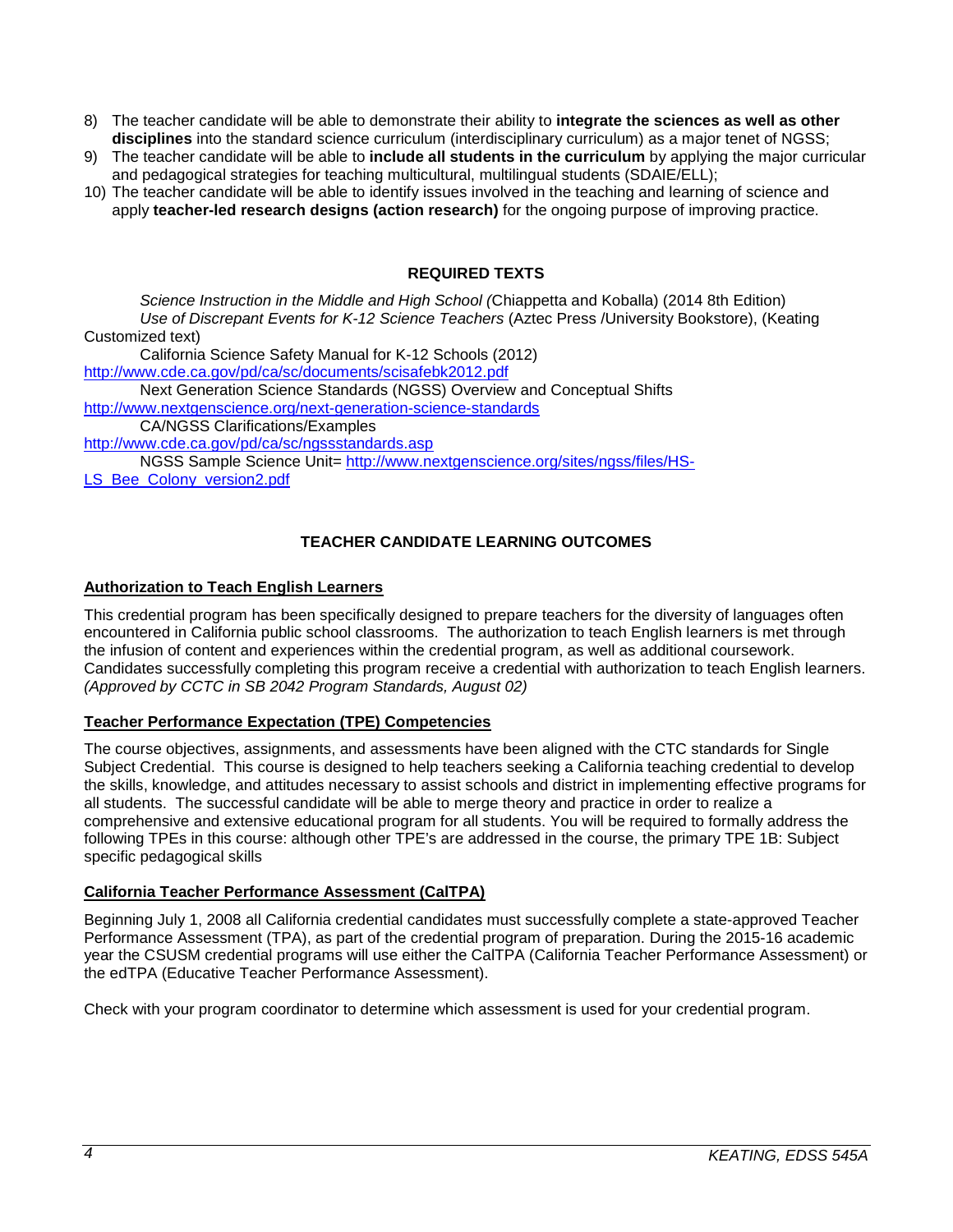8) The teacher candidate will be able to demonstrate their ability to **integrate the sciences as well as other disciplines** into the standard science curriculum (interdisciplinary curriculum) as a major tenet of NGSS;
9) The teacher candidate will be able to **include all students in the curriculum** by applying the major curricular and pedagogical strategies for teaching multicultural, multilingual students (SDAIE/ELL);
10) The teacher candidate will be able to identify issues involved in the teaching and learning of science and apply **teacher-led research designs (action research)** for the ongoing purpose of improving practice.

## REQUIRED TEXTS

*Science Instruction in the Middle and High School (*Chiappetta and Koballa) (2014 8th Edition)

*Use of Discrepant Events for K-12 Science Teachers* (Aztec Press /University Bookstore), (Keating Customized text)

California Science Safety Manual for K-12 Schools (2012) http://www.cde.ca.gov/pd/ca/sc/documents/scisafebk2012.pdf

Next Generation Science Standards (NGSS) Overview and Conceptual Shifts http://www.nextgenscience.org/next-generation-science-standards

CA/NGSS Clarifications/Examples http://www.cde.ca.gov/pd/ca/sc/ngssstandards.asp

NGSS Sample Science Unit= http://www.nextgenscience.org/sites/ngss/files/HS-LS_Bee_Colony_version2.pdf

## TEACHER CANDIDATE LEARNING OUTCOMES

### Authorization to Teach English Learners

This credential program has been specifically designed to prepare teachers for the diversity of languages often encountered in California public school classrooms. The authorization to teach English learners is met through the infusion of content and experiences within the credential program, as well as additional coursework. Candidates successfully completing this program receive a credential with authorization to teach English learners. *(Approved by CCTC in SB 2042 Program Standards, August 02)*

### Teacher Performance Expectation (TPE) Competencies

The course objectives, assignments, and assessments have been aligned with the CTC standards for Single Subject Credential. This course is designed to help teachers seeking a California teaching credential to develop the skills, knowledge, and attitudes necessary to assist schools and district in implementing effective programs for all students. The successful candidate will be able to merge theory and practice in order to realize a comprehensive and extensive educational program for all students. You will be required to formally address the following TPEs in this course: although other TPE's are addressed in the course, the primary TPE 1B: Subject specific pedagogical skills

### California Teacher Performance Assessment (CalTPA)

Beginning July 1, 2008 all California credential candidates must successfully complete a state-approved Teacher Performance Assessment (TPA), as part of the credential program of preparation. During the 2015-16 academic year the CSUSM credential programs will use either the CalTPA (California Teacher Performance Assessment) or the edTPA (Educative Teacher Performance Assessment).

Check with your program coordinator to determine which assessment is used for your credential program.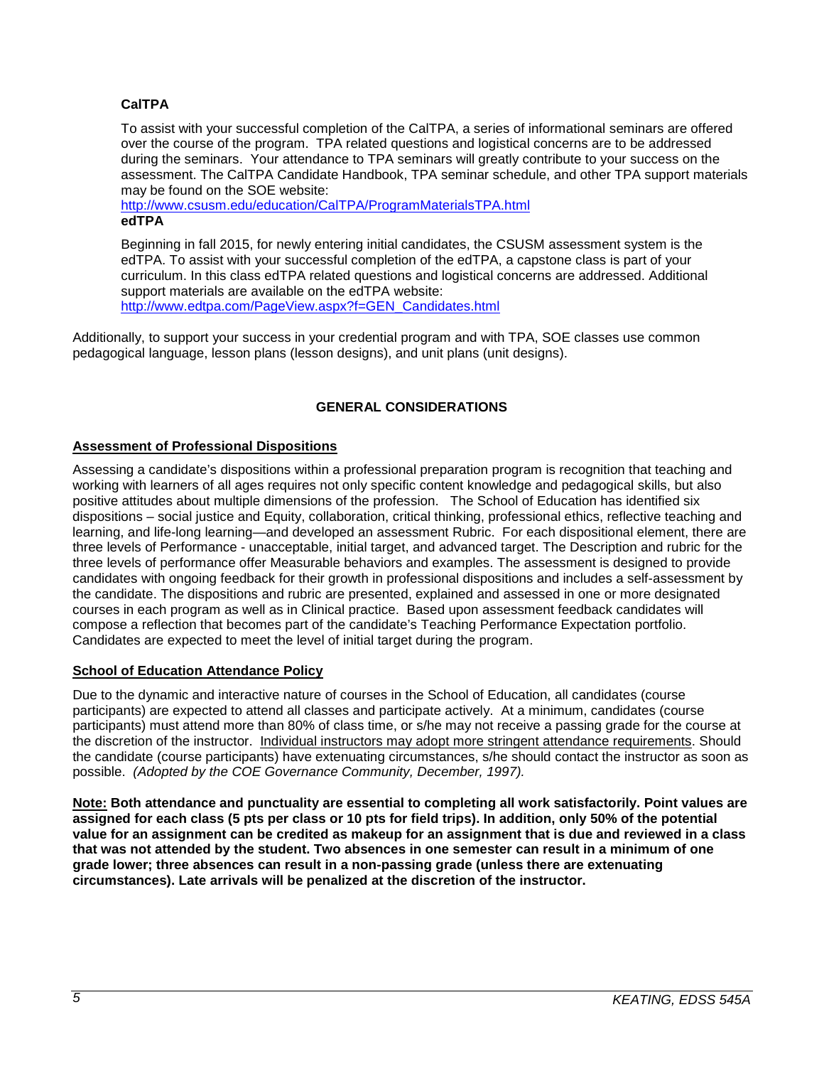### CalTPA

To assist with your successful completion of the CalTPA, a series of informational seminars are offered over the course of the program. TPA related questions and logistical concerns are to be addressed during the seminars. Your attendance to TPA seminars will greatly contribute to your success on the assessment. The CalTPA Candidate Handbook, TPA seminar schedule, and other TPA support materials may be found on the SOE website:
http://www.csusm.edu/education/CalTPA/ProgramMaterialsTPA.html

### edTPA

Beginning in fall 2015, for newly entering initial candidates, the CSUSM assessment system is the edTPA. To assist with your successful completion of the edTPA, a capstone class is part of your curriculum. In this class edTPA related questions and logistical concerns are addressed. Additional support materials are available on the edTPA website:
http://www.edtpa.com/PageView.aspx?f=GEN_Candidates.html

Additionally, to support your success in your credential program and with TPA, SOE classes use common pedagogical language, lesson plans (lesson designs), and unit plans (unit designs).

## GENERAL CONSIDERATIONS

### Assessment of Professional Dispositions

Assessing a candidate's dispositions within a professional preparation program is recognition that teaching and working with learners of all ages requires not only specific content knowledge and pedagogical skills, but also positive attitudes about multiple dimensions of the profession. The School of Education has identified six dispositions – social justice and Equity, collaboration, critical thinking, professional ethics, reflective teaching and learning, and life-long learning—and developed an assessment Rubric. For each dispositional element, there are three levels of Performance - unacceptable, initial target, and advanced target. The Description and rubric for the three levels of performance offer Measurable behaviors and examples. The assessment is designed to provide candidates with ongoing feedback for their growth in professional dispositions and includes a self-assessment by the candidate. The dispositions and rubric are presented, explained and assessed in one or more designated courses in each program as well as in Clinical practice. Based upon assessment feedback candidates will compose a reflection that becomes part of the candidate's Teaching Performance Expectation portfolio. Candidates are expected to meet the level of initial target during the program.

### School of Education Attendance Policy

Due to the dynamic and interactive nature of courses in the School of Education, all candidates (course participants) are expected to attend all classes and participate actively. At a minimum, candidates (course participants) must attend more than 80% of class time, or s/he may not receive a passing grade for the course at the discretion of the instructor. Individual instructors may adopt more stringent attendance requirements. Should the candidate (course participants) have extenuating circumstances, s/he should contact the instructor as soon as possible. *(Adopted by the COE Governance Community, December, 1997).*

**Note: Both attendance and punctuality are essential to completing all work satisfactorily. Point values are assigned for each class (5 pts per class or 10 pts for field trips). In addition, only 50% of the potential value for an assignment can be credited as makeup for an assignment that is due and reviewed in a class that was not attended by the student. Two absences in one semester can result in a minimum of one grade lower; three absences can result in a non-passing grade (unless there are extenuating circumstances). Late arrivals will be penalized at the discretion of the instructor.**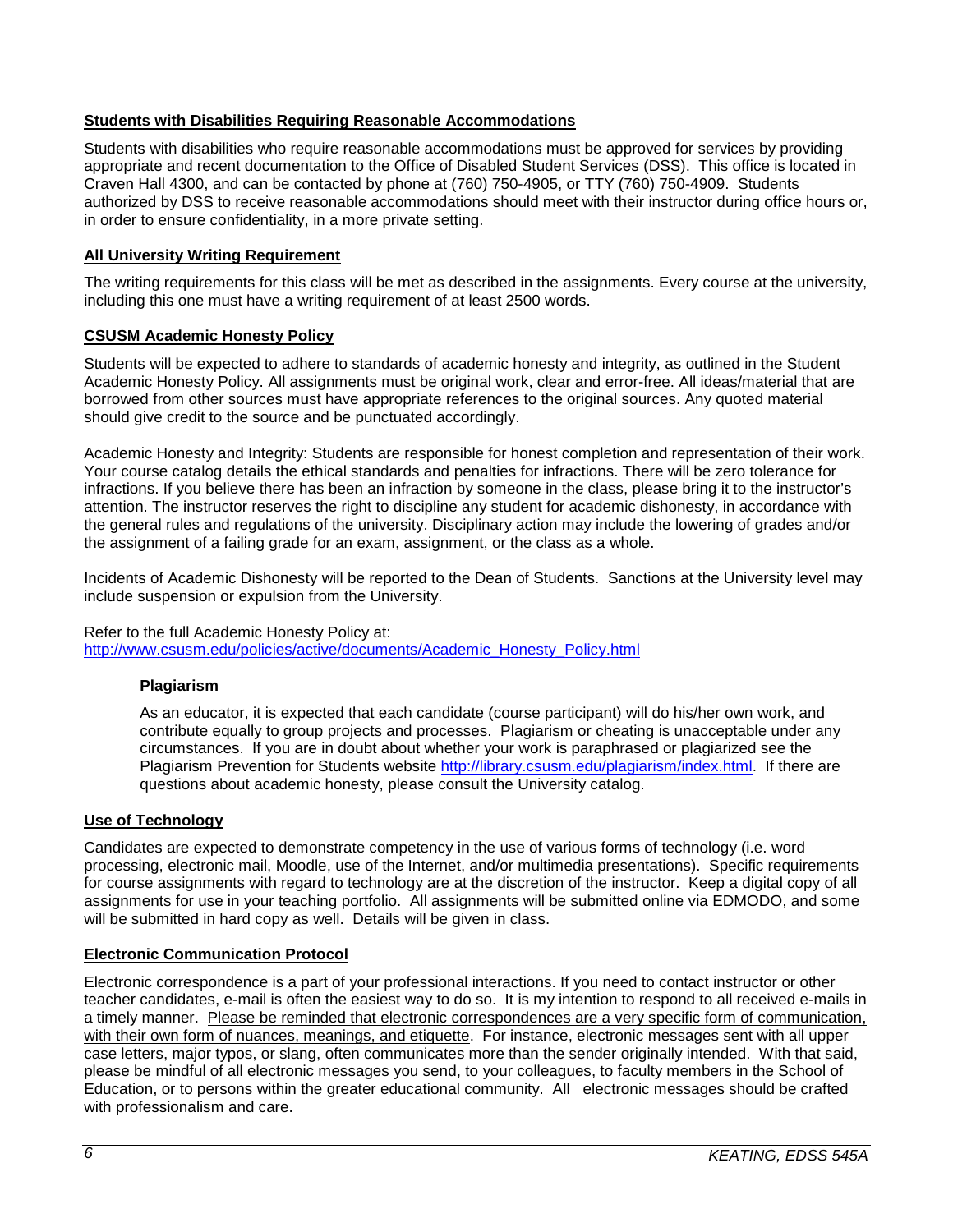## Students with Disabilities Requiring Reasonable Accommodations

Students with disabilities who require reasonable accommodations must be approved for services by providing appropriate and recent documentation to the Office of Disabled Student Services (DSS). This office is located in Craven Hall 4300, and can be contacted by phone at (760) 750-4905, or TTY (760) 750-4909. Students authorized by DSS to receive reasonable accommodations should meet with their instructor during office hours or, in order to ensure confidentiality, in a more private setting.

## All University Writing Requirement

The writing requirements for this class will be met as described in the assignments. Every course at the university, including this one must have a writing requirement of at least 2500 words.

## CSUSM Academic Honesty Policy

Students will be expected to adhere to standards of academic honesty and integrity, as outlined in the Student Academic Honesty Policy. All assignments must be original work, clear and error-free. All ideas/material that are borrowed from other sources must have appropriate references to the original sources. Any quoted material should give credit to the source and be punctuated accordingly.

Academic Honesty and Integrity: Students are responsible for honest completion and representation of their work. Your course catalog details the ethical standards and penalties for infractions. There will be zero tolerance for infractions. If you believe there has been an infraction by someone in the class, please bring it to the instructor's attention. The instructor reserves the right to discipline any student for academic dishonesty, in accordance with the general rules and regulations of the university. Disciplinary action may include the lowering of grades and/or the assignment of a failing grade for an exam, assignment, or the class as a whole.

Incidents of Academic Dishonesty will be reported to the Dean of Students. Sanctions at the University level may include suspension or expulsion from the University.

Refer to the full Academic Honesty Policy at:
http://www.csusm.edu/policies/active/documents/Academic_Honesty_Policy.html

### Plagiarism

As an educator, it is expected that each candidate (course participant) will do his/her own work, and contribute equally to group projects and processes. Plagiarism or cheating is unacceptable under any circumstances. If you are in doubt about whether your work is paraphrased or plagiarized see the Plagiarism Prevention for Students website http://library.csusm.edu/plagiarism/index.html. If there are questions about academic honesty, please consult the University catalog.

## Use of Technology

Candidates are expected to demonstrate competency in the use of various forms of technology (i.e. word processing, electronic mail, Moodle, use of the Internet, and/or multimedia presentations). Specific requirements for course assignments with regard to technology are at the discretion of the instructor. Keep a digital copy of all assignments for use in your teaching portfolio. All assignments will be submitted online via EDMODO, and some will be submitted in hard copy as well. Details will be given in class.

## Electronic Communication Protocol

Electronic correspondence is a part of your professional interactions. If you need to contact instructor or other teacher candidates, e-mail is often the easiest way to do so. It is my intention to respond to all received e-mails in a timely manner. Please be reminded that electronic correspondences are a very specific form of communication, with their own form of nuances, meanings, and etiquette. For instance, electronic messages sent with all upper case letters, major typos, or slang, often communicates more than the sender originally intended. With that said, please be mindful of all electronic messages you send, to your colleagues, to faculty members in the School of Education, or to persons within the greater educational community. All electronic messages should be crafted with professionalism and care.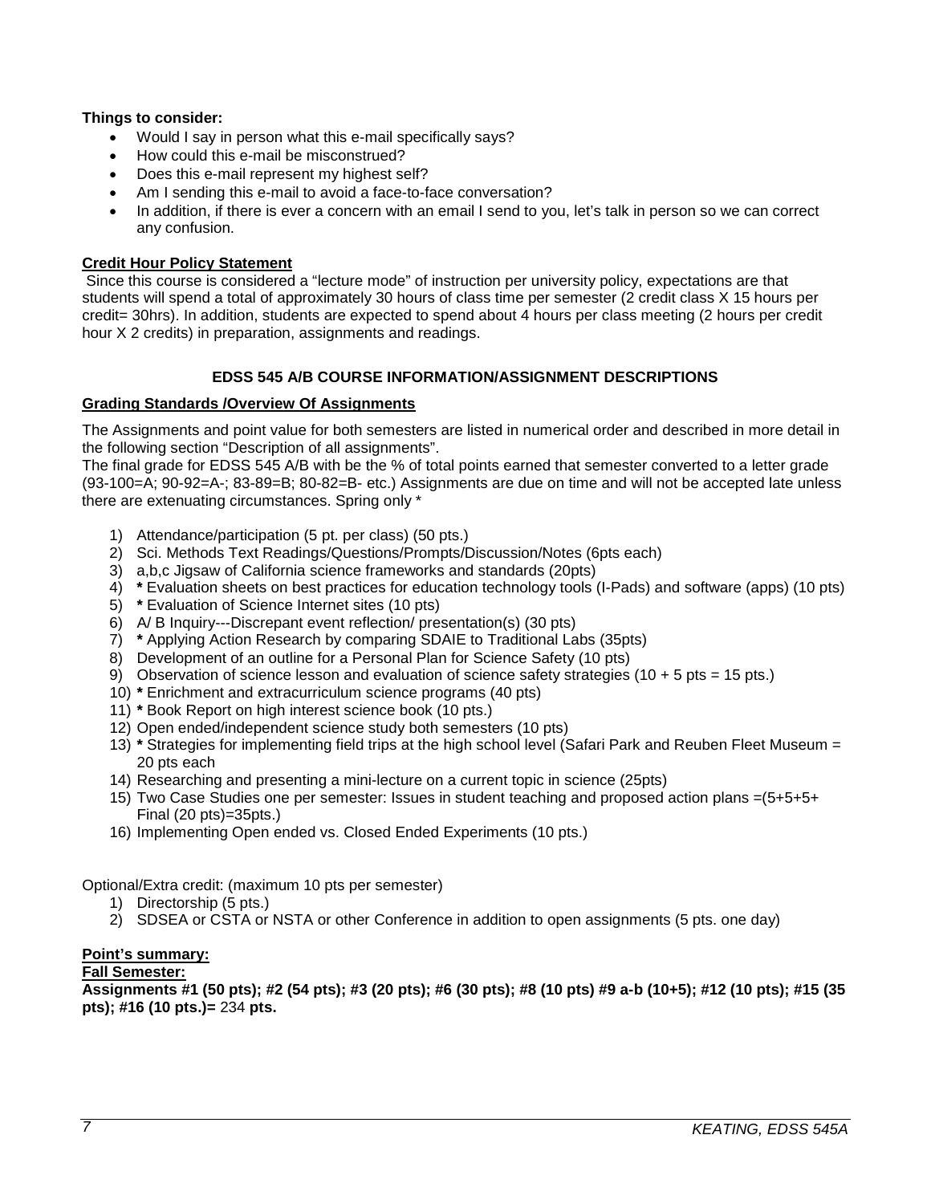**Things to consider:**

- Would I say in person what this e-mail specifically says?
- How could this e-mail be misconstrued?
- Does this e-mail represent my highest self?
- Am I sending this e-mail to avoid a face-to-face conversation?
- In addition, if there is ever a concern with an email I send to you, let's talk in person so we can correct any confusion.

**Credit Hour Policy Statement**

Since this course is considered a "lecture mode" of instruction per university policy, expectations are that students will spend a total of approximately 30 hours of class time per semester (2 credit class X 15 hours per credit= 30hrs). In addition, students are expected to spend about 4 hours per class meeting (2 hours per credit hour X 2 credits) in preparation, assignments and readings.

## EDSS 545 A/B COURSE INFORMATION/ASSIGNMENT DESCRIPTIONS

**Grading Standards /Overview Of Assignments**

The Assignments and point value for both semesters are listed in numerical order and described in more detail in the following section "Description of all assignments".

The final grade for EDSS 545 A/B with be the % of total points earned that semester converted to a letter grade (93-100=A; 90-92=A-; 83-89=B; 80-82=B- etc.) Assignments are due on time and will not be accepted late unless there are extenuating circumstances. Spring only *

1) Attendance/participation (5 pt. per class) (50 pts.)
2) Sci. Methods Text Readings/Questions/Prompts/Discussion/Notes (6pts each)
3) a,b,c Jigsaw of California science frameworks and standards (20pts)
4) * Evaluation sheets on best practices for education technology tools (I-Pads) and software (apps) (10 pts)
5) * Evaluation of Science Internet sites (10 pts)
6) A/ B Inquiry---Discrepant event reflection/ presentation(s) (30 pts)
7) * Applying Action Research by comparing SDAIE to Traditional Labs (35pts)
8) Development of an outline for a Personal Plan for Science Safety (10 pts)
9) Observation of science lesson and evaluation of science safety strategies (10 + 5 pts = 15 pts.)
10) * Enrichment and extracurriculum science programs (40 pts)
11) * Book Report on high interest science book (10 pts.)
12) Open ended/independent science study both semesters (10 pts)
13) * Strategies for implementing field trips at the high school level (Safari Park and Reuben Fleet Museum = 20 pts each
14) Researching and presenting a mini-lecture on a current topic in science (25pts)
15) Two Case Studies one per semester: Issues in student teaching and proposed action plans =(5+5+5+ Final (20 pts)=35pts.)
16) Implementing Open ended vs. Closed Ended Experiments (10 pts.)

Optional/Extra credit: (maximum 10 pts per semester)

1) Directorship (5 pts.)
2) SDSEA or CSTA or NSTA or other Conference in addition to open assignments (5 pts. one day)

**Point's summary:**

**Fall Semester:**

**Assignments #1 (50 pts); #2 (54 pts); #3 (20 pts); #6 (30 pts); #8 (10 pts) #9 a-b (10+5); #12 (10 pts); #15 (35 pts); #16 (10 pts.)=** 234 **pts.**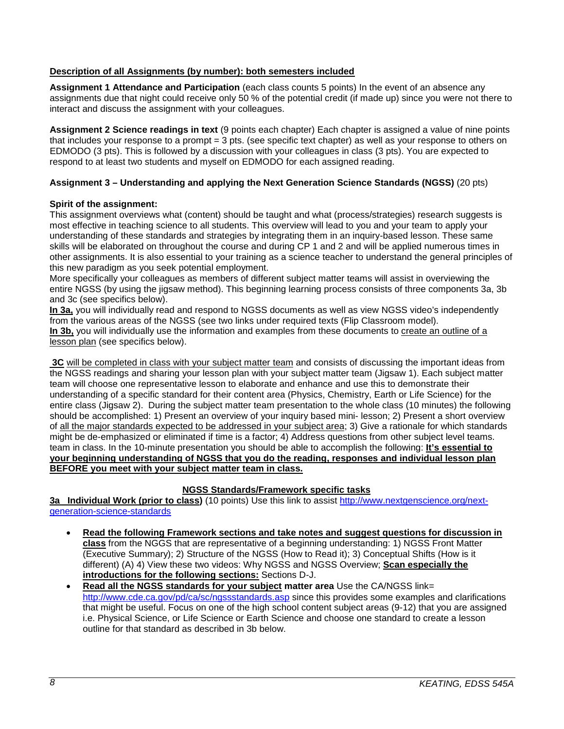**<u>Description of all Assignments (by number): both semesters included</u>**

**Assignment 1 Attendance and Participation** (each class counts 5 points) In the event of an absence any assignments due that night could receive only 50 % of the potential credit (if made up) since you were not there to interact and discuss the assignment with your colleagues.

**Assignment 2 Science readings in text** (9 points each chapter) Each chapter is assigned a value of nine points that includes your response to a prompt = 3 pts. (see specific text chapter) as well as your response to others on EDMODO (3 pts). This is followed by a discussion with your colleagues in class (3 pts). You are expected to respond to at least two students and myself on EDMODO for each assigned reading.

**Assignment 3 – Understanding and applying the Next Generation Science Standards (NGSS)** (20 pts)

**Spirit of the assignment:**
This assignment overviews what (content) should be taught and what (process/strategies) research suggests is most effective in teaching science to all students. This overview will lead to you and your team to apply your understanding of these standards and strategies by integrating them in an inquiry-based lesson. These same skills will be elaborated on throughout the course and during CP 1 and 2 and will be applied numerous times in other assignments. It is also essential to your training as a science teacher to understand the general principles of this new paradigm as you seek potential employment.
More specifically your colleagues as members of different subject matter teams will assist in overviewing the entire NGSS (by using the jigsaw method). This beginning learning process consists of three components 3a, 3b and 3c (see specifics below).
**<u>In 3a,</u>** you will individually read and respond to NGSS documents as well as view NGSS video's independently from the various areas of the NGSS (see two links under required texts (Flip Classroom model).
**<u>In 3b,</u>** you will individually use the information and examples from these documents to <u>create an outline of a lesson plan</u> (see specifics below).

**<u>3C</u>** <u>will be completed in class with your subject matter team</u> and consists of discussing the important ideas from the NGSS readings and sharing your lesson plan with your subject matter team (Jigsaw 1). Each subject matter team will choose one representative lesson to elaborate and enhance and use this to demonstrate their understanding of a specific standard for their content area (Physics, Chemistry, Earth or Life Science) for the entire class (Jigsaw 2). During the subject matter team presentation to the whole class (10 minutes) the following should be accomplished: 1) Present an overview of your inquiry based mini- lesson; 2) Present a short overview of <u>all the major standards expected to be addressed in your subject area</u>; 3) Give a rationale for which standards might be de-emphasized or eliminated if time is a factor; 4) Address questions from other subject level teams. team in class. In the 10-minute presentation you should be able to accomplish the following: **<u>It's essential to your beginning understanding of NGSS that you do the reading, responses and individual lesson plan BEFORE you meet with your subject matter team in class.</u>**

**<u>NGSS Standards/Framework specific tasks</u>**

**<u>3a Individual Work (prior to class)</u>** (10 points) Use this link to assist http://www.nextgenscience.org/next-generation-science-standards

- **<u>Read the following Framework sections and take notes and suggest questions for discussion in class</u>** from the NGSS that are representative of a beginning understanding: 1) NGSS Front Matter (Executive Summary); 2) Structure of the NGSS (How to Read it); 3) Conceptual Shifts (How is it different) (A) 4) View these two videos: Why NGSS and NGSS Overview; **<u>Scan especially the introductions for the following sections:</u>** Sections D-J.
- **<u>Read all the NGSS standards for your subject</u> matter area** Use the CA/NGSS link= http://www.cde.ca.gov/pd/ca/sc/ngssstandards.asp since this provides some examples and clarifications that might be useful. Focus on one of the high school content subject areas (9-12) that you are assigned i.e. Physical Science, or Life Science or Earth Science and choose one standard to create a lesson outline for that standard as described in 3b below.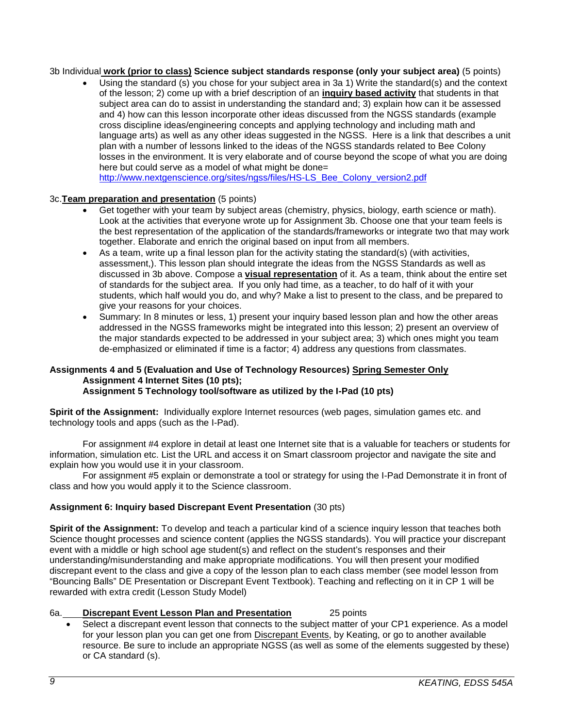3b Individual **work (prior to class) Science subject standards response (only your subject area)** (5 points)

- Using the standard (s) you chose for your subject area in 3a 1) Write the standard(s) and the context of the lesson; 2) come up with a brief description of an **inquiry based activity** that students in that subject area can do to assist in understanding the standard and; 3) explain how can it be assessed and 4) how can this lesson incorporate other ideas discussed from the NGSS standards (example cross discipline ideas/engineering concepts and applying technology and including math and language arts) as well as any other ideas suggested in the NGSS. Here is a link that describes a unit plan with a number of lessons linked to the ideas of the NGSS standards related to Bee Colony losses in the environment. It is very elaborate and of course beyond the scope of what you are doing here but could serve as a model of what might be done= http://www.nextgenscience.org/sites/ngss/files/HS-LS_Bee_Colony_version2.pdf

3c.**Team preparation and presentation** (5 points)

- Get together with your team by subject areas (chemistry, physics, biology, earth science or math). Look at the activities that everyone wrote up for Assignment 3b. Choose one that your team feels is the best representation of the application of the standards/frameworks or integrate two that may work together. Elaborate and enrich the original based on input from all members.
- As a team, write up a final lesson plan for the activity stating the standard(s) (with activities, assessment,). This lesson plan should integrate the ideas from the NGSS Standards as well as discussed in 3b above. Compose a **visual representation** of it. As a team, think about the entire set of standards for the subject area. If you only had time, as a teacher, to do half of it with your students, which half would you do, and why? Make a list to present to the class, and be prepared to give your reasons for your choices.
- Summary: In 8 minutes or less, 1) present your inquiry based lesson plan and how the other areas addressed in the NGSS frameworks might be integrated into this lesson; 2) present an overview of the major standards expected to be addressed in your subject area; 3) which ones might you team de-emphasized or eliminated if time is a factor; 4) address any questions from classmates.

**Assignments 4 and 5 (Evaluation and Use of Technology Resources) Spring Semester Only**
**Assignment 4 Internet Sites (10 pts);**
**Assignment 5 Technology tool/software as utilized by the I-Pad (10 pts)**

**Spirit of the Assignment:** Individually explore Internet resources (web pages, simulation games etc. and technology tools and apps (such as the I-Pad).

For assignment #4 explore in detail at least one Internet site that is a valuable for teachers or students for information, simulation etc. List the URL and access it on Smart classroom projector and navigate the site and explain how you would use it in your classroom.

For assignment #5 explain or demonstrate a tool or strategy for using the I-Pad Demonstrate it in front of class and how you would apply it to the Science classroom.

**Assignment 6: Inquiry based Discrepant Event Presentation** (30 pts)

**Spirit of the Assignment:** To develop and teach a particular kind of a science inquiry lesson that teaches both Science thought processes and science content (applies the NGSS standards). You will practice your discrepant event with a middle or high school age student(s) and reflect on the student's responses and their understanding/misunderstanding and make appropriate modifications. You will then present your modified discrepant event to the class and give a copy of the lesson plan to each class member (see model lesson from "Bouncing Balls" DE Presentation or Discrepant Event Textbook). Teaching and reflecting on it in CP 1 will be rewarded with extra credit (Lesson Study Model)

6a. **Discrepant Event Lesson Plan and Presentation** 25 points

- Select a discrepant event lesson that connects to the subject matter of your CP1 experience. As a model for your lesson plan you can get one from Discrepant Events, by Keating, or go to another available resource. Be sure to include an appropriate NGSS (as well as some of the elements suggested by these) or CA standard (s).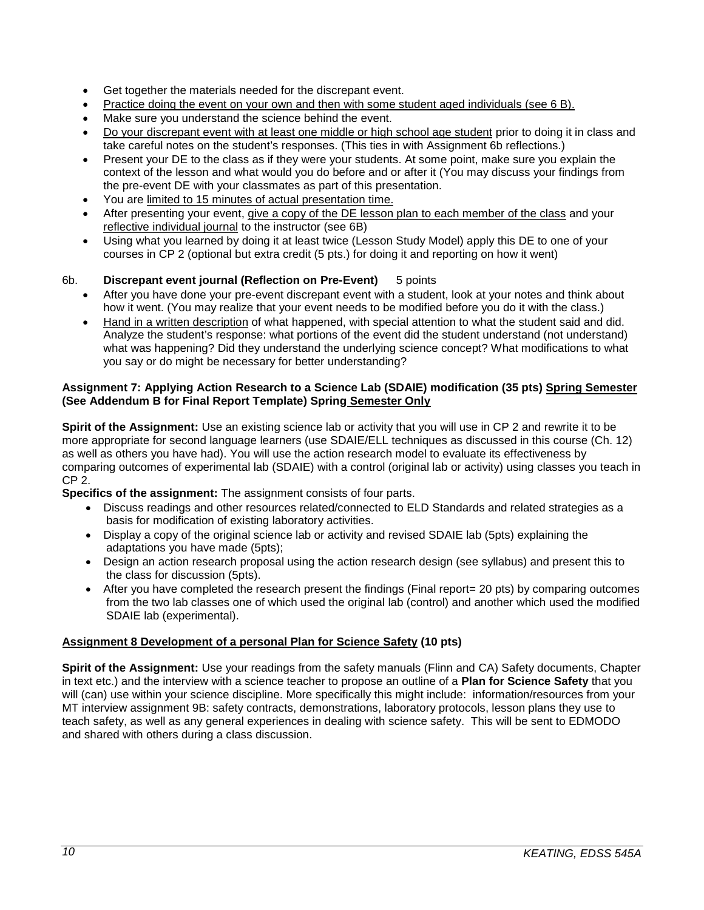- Get together the materials needed for the discrepant event.
- Practice doing the event on your own and then with some student aged individuals (see 6 B).
- Make sure you understand the science behind the event.
- Do your discrepant event with at least one middle or high school age student prior to doing it in class and take careful notes on the student's responses. (This ties in with Assignment 6b reflections.)
- Present your DE to the class as if they were your students. At some point, make sure you explain the context of the lesson and what would you do before and or after it (You may discuss your findings from the pre-event DE with your classmates as part of this presentation.
- You are limited to 15 minutes of actual presentation time.
- After presenting your event, give a copy of the DE lesson plan to each member of the class and your reflective individual journal to the instructor (see 6B)
- Using what you learned by doing it at least twice (Lesson Study Model) apply this DE to one of your courses in CP 2 (optional but extra credit (5 pts.) for doing it and reporting on how it went)

6b. **Discrepant event journal (Reflection on Pre-Event)** 5 points

- After you have done your pre-event discrepant event with a student, look at your notes and think about how it went. (You may realize that your event needs to be modified before you do it with the class.)
- Hand in a written description of what happened, with special attention to what the student said and did. Analyze the student's response: what portions of the event did the student understand (not understand) what was happening? Did they understand the underlying science concept? What modifications to what you say or do might be necessary for better understanding?

**Assignment 7: Applying Action Research to a Science Lab (SDAIE) modification (35 pts) Spring Semester (See Addendum B for Final Report Template) Spring Semester Only**

**Spirit of the Assignment:** Use an existing science lab or activity that you will use in CP 2 and rewrite it to be more appropriate for second language learners (use SDAIE/ELL techniques as discussed in this course (Ch. 12) as well as others you have had). You will use the action research model to evaluate its effectiveness by comparing outcomes of experimental lab (SDAIE) with a control (original lab or activity) using classes you teach in CP 2.

**Specifics of the assignment:** The assignment consists of four parts.

- Discuss readings and other resources related/connected to ELD Standards and related strategies as a basis for modification of existing laboratory activities.
- Display a copy of the original science lab or activity and revised SDAIE lab (5pts) explaining the adaptations you have made (5pts);
- Design an action research proposal using the action research design (see syllabus) and present this to the class for discussion (5pts).
- After you have completed the research present the findings (Final report= 20 pts) by comparing outcomes from the two lab classes one of which used the original lab (control) and another which used the modified SDAIE lab (experimental).

**Assignment 8 Development of a personal Plan for Science Safety (10 pts)**

**Spirit of the Assignment:** Use your readings from the safety manuals (Flinn and CA) Safety documents, Chapter in text etc.) and the interview with a science teacher to propose an outline of a **Plan for Science Safety** that you will (can) use within your science discipline. More specifically this might include: information/resources from your MT interview assignment 9B: safety contracts, demonstrations, laboratory protocols, lesson plans they use to teach safety, as well as any general experiences in dealing with science safety. This will be sent to EDMODO and shared with others during a class discussion.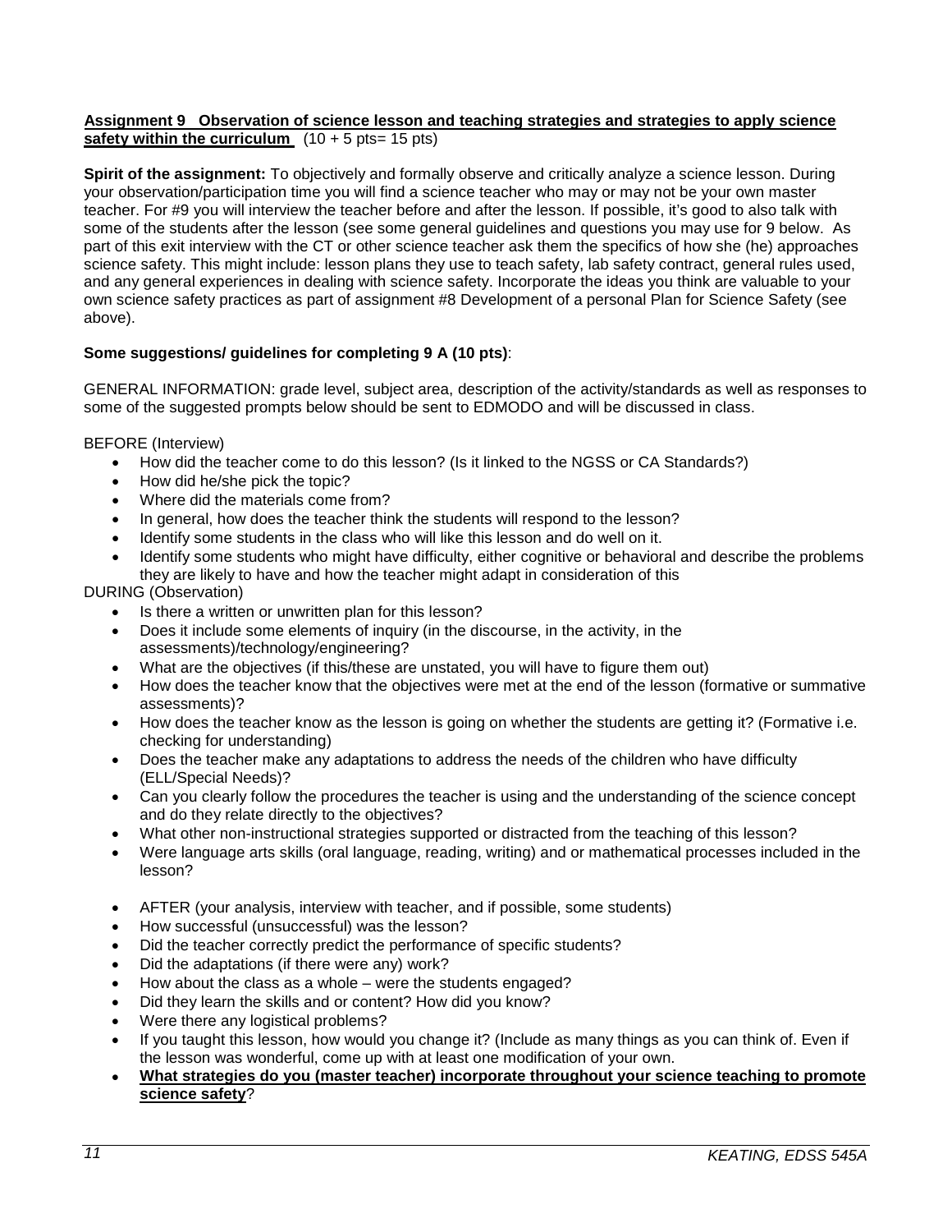**<u>Assignment 9 Observation of science lesson and teaching strategies and strategies to apply science safety within the curriculum</u>** (10 + 5 pts= 15 pts)

**Spirit of the assignment:** To objectively and formally observe and critically analyze a science lesson. During your observation/participation time you will find a science teacher who may or may not be your own master teacher. For #9 you will interview the teacher before and after the lesson. If possible, it's good to also talk with some of the students after the lesson (see some general guidelines and questions you may use for 9 below. As part of this exit interview with the CT or other science teacher ask them the specifics of how she (he) approaches science safety. This might include: lesson plans they use to teach safety, lab safety contract, general rules used, and any general experiences in dealing with science safety. Incorporate the ideas you think are valuable to your own science safety practices as part of assignment #8 Development of a personal Plan for Science Safety (see above).

**Some suggestions/ guidelines for completing 9 A (10 pts)**:

GENERAL INFORMATION: grade level, subject area, description of the activity/standards as well as responses to some of the suggested prompts below should be sent to EDMODO and will be discussed in class.

BEFORE (Interview)

- How did the teacher come to do this lesson? (Is it linked to the NGSS or CA Standards?)
- How did he/she pick the topic?
- Where did the materials come from?
- In general, how does the teacher think the students will respond to the lesson?
- Identify some students in the class who will like this lesson and do well on it.
- Identify some students who might have difficulty, either cognitive or behavioral and describe the problems they are likely to have and how the teacher might adapt in consideration of this

DURING (Observation)

- Is there a written or unwritten plan for this lesson?
- Does it include some elements of inquiry (in the discourse, in the activity, in the assessments)/technology/engineering?
- What are the objectives (if this/these are unstated, you will have to figure them out)
- How does the teacher know that the objectives were met at the end of the lesson (formative or summative assessments)?
- How does the teacher know as the lesson is going on whether the students are getting it? (Formative i.e. checking for understanding)
- Does the teacher make any adaptations to address the needs of the children who have difficulty (ELL/Special Needs)?
- Can you clearly follow the procedures the teacher is using and the understanding of the science concept and do they relate directly to the objectives?
- What other non-instructional strategies supported or distracted from the teaching of this lesson?
- Were language arts skills (oral language, reading, writing) and or mathematical processes included in the lesson?

- AFTER (your analysis, interview with teacher, and if possible, some students)
- How successful (unsuccessful) was the lesson?
- Did the teacher correctly predict the performance of specific students?
- Did the adaptations (if there were any) work?
- How about the class as a whole – were the students engaged?
- Did they learn the skills and or content? How did you know?
- Were there any logistical problems?
- If you taught this lesson, how would you change it? (Include as many things as you can think of. Even if the lesson was wonderful, come up with at least one modification of your own.
- **<u>What strategies do you (master teacher) incorporate throughout your science teaching to promote science safety</u>**?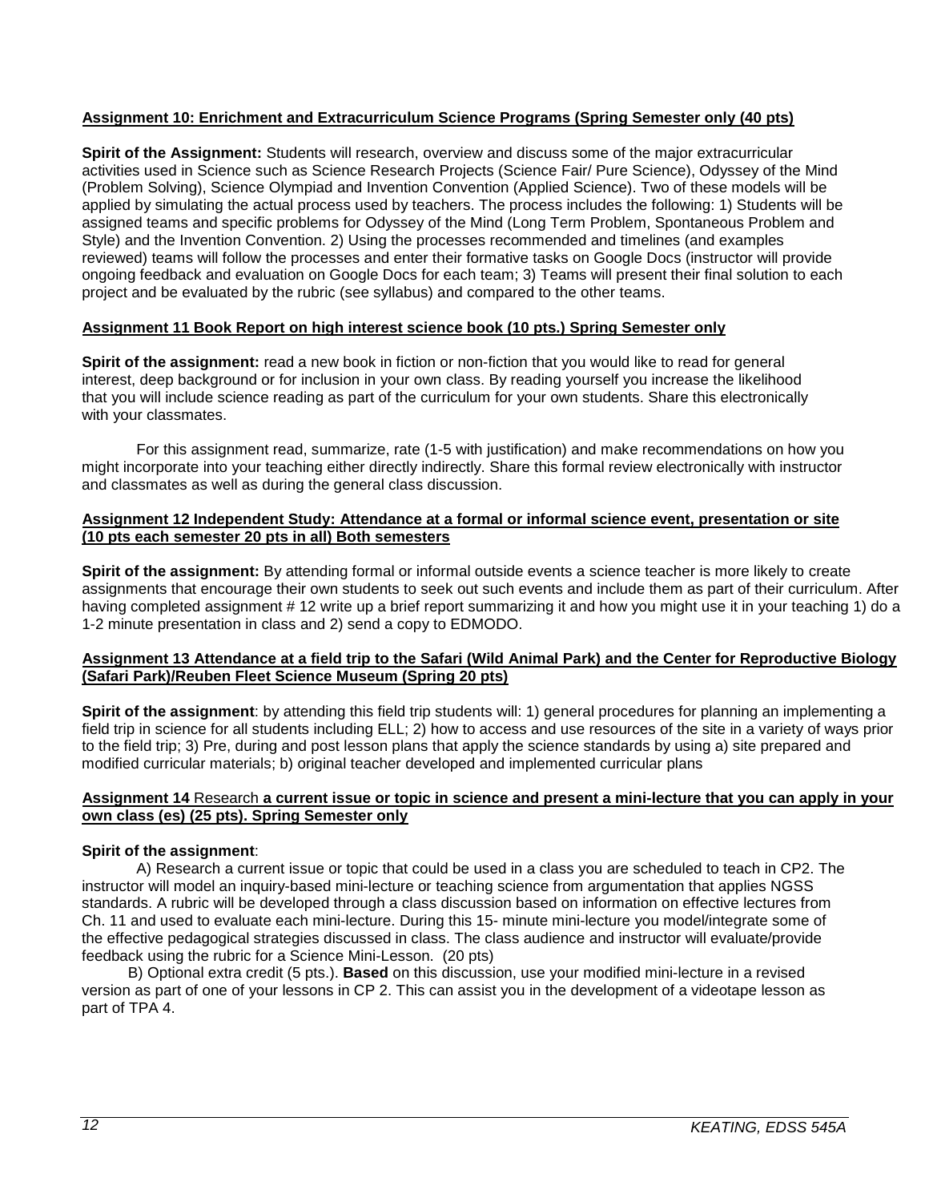**Assignment 10: Enrichment and Extracurriculum Science Programs (Spring Semester only (40 pts)**

**Spirit of the Assignment:** Students will research, overview and discuss some of the major extracurricular activities used in Science such as Science Research Projects (Science Fair/ Pure Science), Odyssey of the Mind (Problem Solving), Science Olympiad and Invention Convention (Applied Science). Two of these models will be applied by simulating the actual process used by teachers. The process includes the following: 1) Students will be assigned teams and specific problems for Odyssey of the Mind (Long Term Problem, Spontaneous Problem and Style) and the Invention Convention. 2) Using the processes recommended and timelines (and examples reviewed) teams will follow the processes and enter their formative tasks on Google Docs (instructor will provide ongoing feedback and evaluation on Google Docs for each team; 3) Teams will present their final solution to each project and be evaluated by the rubric (see syllabus) and compared to the other teams.

**Assignment 11 Book Report on high interest science book (10 pts.) Spring Semester only**

**Spirit of the assignment:** read a new book in fiction or non-fiction that you would like to read for general interest, deep background or for inclusion in your own class. By reading yourself you increase the likelihood that you will include science reading as part of the curriculum for your own students. Share this electronically with your classmates.

For this assignment read, summarize, rate (1-5 with justification) and make recommendations on how you might incorporate into your teaching either directly indirectly. Share this formal review electronically with instructor and classmates as well as during the general class discussion.

**Assignment 12 Independent Study: Attendance at a formal or informal science event, presentation or site (10 pts each semester 20 pts in all) Both semesters**

**Spirit of the assignment:** By attending formal or informal outside events a science teacher is more likely to create assignments that encourage their own students to seek out such events and include them as part of their curriculum. After having completed assignment # 12 write up a brief report summarizing it and how you might use it in your teaching 1) do a 1-2 minute presentation in class and 2) send a copy to EDMODO.

**Assignment 13 Attendance at a field trip to the Safari (Wild Animal Park) and the Center for Reproductive Biology (Safari Park)/Reuben Fleet Science Museum (Spring 20 pts)**

**Spirit of the assignment**: by attending this field trip students will: 1) general procedures for planning an implementing a field trip in science for all students including ELL; 2) how to access and use resources of the site in a variety of ways prior to the field trip; 3) Pre, during and post lesson plans that apply the science standards by using a) site prepared and modified curricular materials; b) original teacher developed and implemented curricular plans

**Assignment 14** Research **a current issue or topic in science and present a mini-lecture that you can apply in your own class (es) (25 pts). Spring Semester only**

**Spirit of the assignment**:

A) Research a current issue or topic that could be used in a class you are scheduled to teach in CP2. The instructor will model an inquiry-based mini-lecture or teaching science from argumentation that applies NGSS standards. A rubric will be developed through a class discussion based on information on effective lectures from Ch. 11 and used to evaluate each mini-lecture. During this 15- minute mini-lecture you model/integrate some of the effective pedagogical strategies discussed in class. The class audience and instructor will evaluate/provide feedback using the rubric for a Science Mini-Lesson. (20 pts)

B) Optional extra credit (5 pts.). **Based** on this discussion, use your modified mini-lecture in a revised version as part of one of your lessons in CP 2. This can assist you in the development of a videotape lesson as part of TPA 4.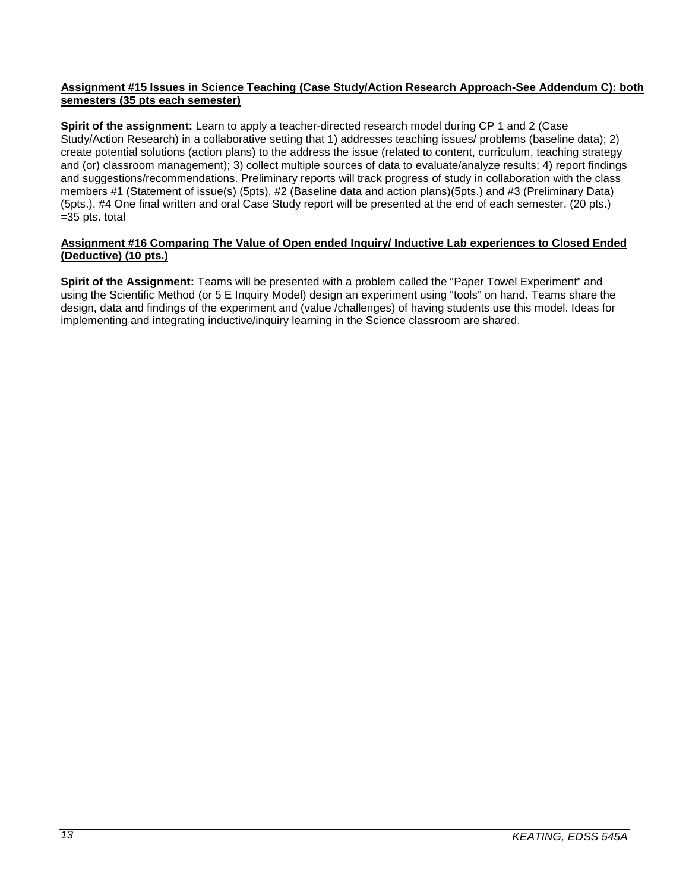**Assignment #15 Issues in Science Teaching (Case Study/Action Research Approach-See Addendum C): both semesters (35 pts each semester)**

**Spirit of the assignment:** Learn to apply a teacher-directed research model during CP 1 and 2 (Case Study/Action Research) in a collaborative setting that 1) addresses teaching issues/ problems (baseline data); 2) create potential solutions (action plans) to the address the issue (related to content, curriculum, teaching strategy and (or) classroom management); 3) collect multiple sources of data to evaluate/analyze results; 4) report findings and suggestions/recommendations. Preliminary reports will track progress of study in collaboration with the class members #1 (Statement of issue(s) (5pts), #2 (Baseline data and action plans)(5pts.) and #3 (Preliminary Data) (5pts.). #4 One final written and oral Case Study report will be presented at the end of each semester. (20 pts.) =35 pts. total

**Assignment #16 Comparing The Value of Open ended Inquiry/ Inductive Lab experiences to Closed Ended (Deductive) (10 pts.)**

**Spirit of the Assignment:** Teams will be presented with a problem called the "Paper Towel Experiment" and using the Scientific Method (or 5 E Inquiry Model) design an experiment using "tools" on hand. Teams share the design, data and findings of the experiment and (value /challenges) of having students use this model. Ideas for implementing and integrating inductive/inquiry learning in the Science classroom are shared.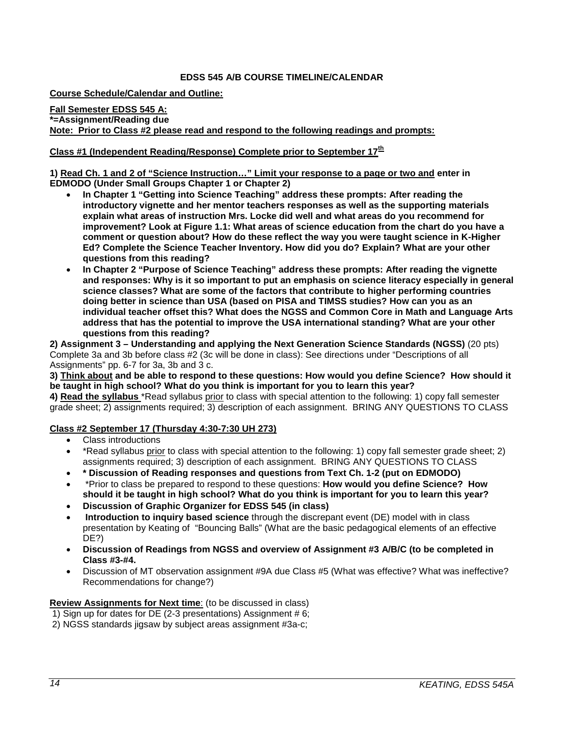## EDSS 545 A/B COURSE TIMELINE/CALENDAR

**Course Schedule/Calendar and Outline:**

**Fall Semester EDSS 545 A:**
**\*=Assignment/Reading due**
**Note: Prior to Class #2 please read and respond to the following readings and prompts:**

**Class #1 (Independent Reading/Response) Complete prior to September 17th**

**1) Read Ch. 1 and 2 of "Science Instruction…" Limit your response to a page or two and enter in EDMODO (Under Small Groups Chapter 1 or Chapter 2)**

- **In Chapter 1 "Getting into Science Teaching" address these prompts: After reading the introductory vignette and her mentor teachers responses as well as the supporting materials explain what areas of instruction Mrs. Locke did well and what areas do you recommend for improvement? Look at Figure 1.1: What areas of science education from the chart do you have a comment or question about? How do these reflect the way you were taught science in K-Higher Ed? Complete the Science Teacher Inventory. How did you do? Explain? What are your other questions from this reading?**
- **In Chapter 2 "Purpose of Science Teaching" address these prompts: After reading the vignette and responses: Why is it so important to put an emphasis on science literacy especially in general science classes? What are some of the factors that contribute to higher performing countries doing better in science than USA (based on PISA and TIMSS studies? How can you as an individual teacher offset this? What does the NGSS and Common Core in Math and Language Arts address that has the potential to improve the USA international standing? What are your other questions from this reading?**

**2) Assignment 3 – Understanding and applying the Next Generation Science Standards (NGSS)** (20 pts) Complete 3a and 3b before class #2 (3c will be done in class): See directions under "Descriptions of all Assignments" pp. 6-7 for 3a, 3b and 3 c.

**3) Think about and be able to respond to these questions: How would you define Science? How should it be taught in high school? What do you think is important for you to learn this year?**

**4) Read the syllabus** *Read syllabus prior to class with special attention to the following: 1) copy fall semester grade sheet; 2) assignments required; 3) description of each assignment. BRING ANY QUESTIONS TO CLASS

**Class #2 September 17 (Thursday 4:30-7:30 UH 273)**

- Class introductions
- *Read syllabus prior to class with special attention to the following: 1) copy fall semester grade sheet; 2) assignments required; 3) description of each assignment. BRING ANY QUESTIONS TO CLASS
- **\* Discussion of Reading responses and questions from Text Ch. 1-2 (put on EDMODO)**
- *Prior to class be prepared to respond to these questions: **How would you define Science? How should it be taught in high school? What do you think is important for you to learn this year?**
- **Discussion of Graphic Organizer for EDSS 545 (in class)**
- **Introduction to inquiry based science** through the discrepant event (DE) model with in class presentation by Keating of "Bouncing Balls" (What are the basic pedagogical elements of an effective DE?)
- **Discussion of Readings from NGSS and overview of Assignment #3 A/B/C (to be completed in Class #3-#4.**
- Discussion of MT observation assignment #9A due Class #5 (What was effective? What was ineffective? Recommendations for change?)

**Review Assignments for Next time**: (to be discussed in class)
1) Sign up for dates for DE (2-3 presentations) Assignment # 6;
2) NGSS standards jigsaw by subject areas assignment #3a-c;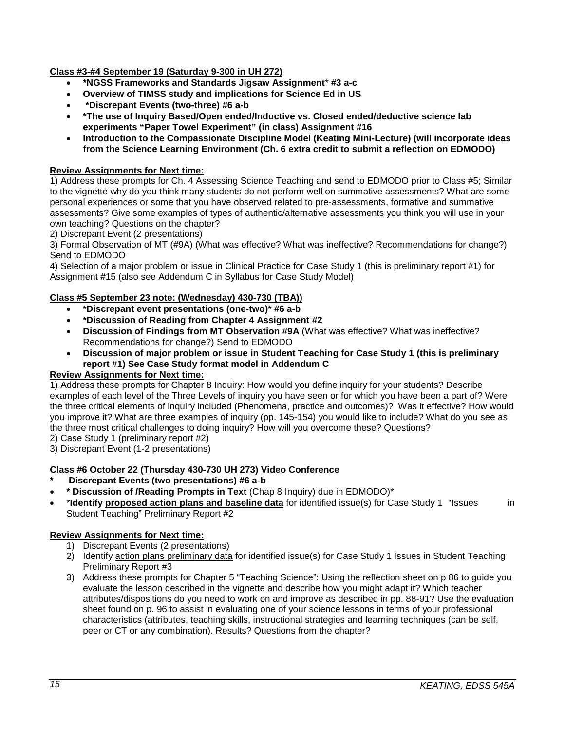**<u>Class #3-#4 September 19 (Saturday 9-300 in UH 272)</u>**

- **\*NGSS Frameworks and Standards Jigsaw Assignment**\* **#3 a-c**
- **Overview of TIMSS study and implications for Science Ed in US**
- **\*Discrepant Events (two-three) #6 a-b**
- **\*The use of Inquiry Based/Open ended/Inductive vs. Closed ended/deductive science lab experiments "Paper Towel Experiment" (in class) Assignment #16**
- **Introduction to the Compassionate Discipline Model (Keating Mini-Lecture) (will incorporate ideas from the Science Learning Environment (Ch. 6 extra credit to submit a reflection on EDMODO)**

**<u>Review Assignments for Next time:</u>**

1) Address these prompts for Ch. 4 Assessing Science Teaching and send to EDMODO prior to Class #5; Similar to the vignette why do you think many students do not perform well on summative assessments? What are some personal experiences or some that you have observed related to pre-assessments, formative and summative assessments? Give some examples of types of authentic/alternative assessments you think you will use in your own teaching? Questions on the chapter?
2) Discrepant Event (2 presentations)
3) Formal Observation of MT (#9A) (What was effective? What was ineffective? Recommendations for change?) Send to EDMODO
4) Selection of a major problem or issue in Clinical Practice for Case Study 1 (this is preliminary report #1) for Assignment #15 (also see Addendum C in Syllabus for Case Study Model)

**<u>Class #5 September 23 note: (Wednesday) 430-730 (TBA))</u>**

- **\*Discrepant event presentations (one-two)\* #6 a-b**
- **\*Discussion of Reading from Chapter 4 Assignment #2**
- **Discussion of Findings from MT Observation #9A** (What was effective? What was ineffective? Recommendations for change?) Send to EDMODO
- **Discussion of major problem or issue in Student Teaching for Case Study 1 (this is preliminary report #1) See Case Study format model in Addendum C**

**<u>Review Assignments for Next time:</u>**

1) Address these prompts for Chapter 8 Inquiry: How would you define inquiry for your students? Describe examples of each level of the Three Levels of inquiry you have seen or for which you have been a part of? Were the three critical elements of inquiry included (Phenomena, practice and outcomes)? Was it effective? How would you improve it? What are three examples of inquiry (pp. 145-154) you would like to include? What do you see as the three most critical challenges to doing inquiry? How will you overcome these? Questions?
2) Case Study 1 (preliminary report #2)
3) Discrepant Event (1-2 presentations)

**Class #6 October 22 (Thursday 430-730 UH 273) Video Conference**

- \* **Discrepant Events (two presentations) #6 a-b**
- **\* Discussion of /Reading Prompts in Text** (Chap 8 Inquiry) due in EDMODO)\*
- \***Identify <u>proposed action plans and baseline data</u>** for identified issue(s) for Case Study 1 "Issues in Student Teaching" Preliminary Report #2

**<u>Review Assignments for Next time:</u>**

1) Discrepant Events (2 presentations)
2) Identify <u>action plans preliminary data</u> for identified issue(s) for Case Study 1 Issues in Student Teaching Preliminary Report #3
3) Address these prompts for Chapter 5 "Teaching Science": Using the reflection sheet on p 86 to guide you evaluate the lesson described in the vignette and describe how you might adapt it? Which teacher attributes/dispositions do you need to work on and improve as described in pp. 88-91? Use the evaluation sheet found on p. 96 to assist in evaluating one of your science lessons in terms of your professional characteristics (attributes, teaching skills, instructional strategies and learning techniques (can be self, peer or CT or any combination). Results? Questions from the chapter?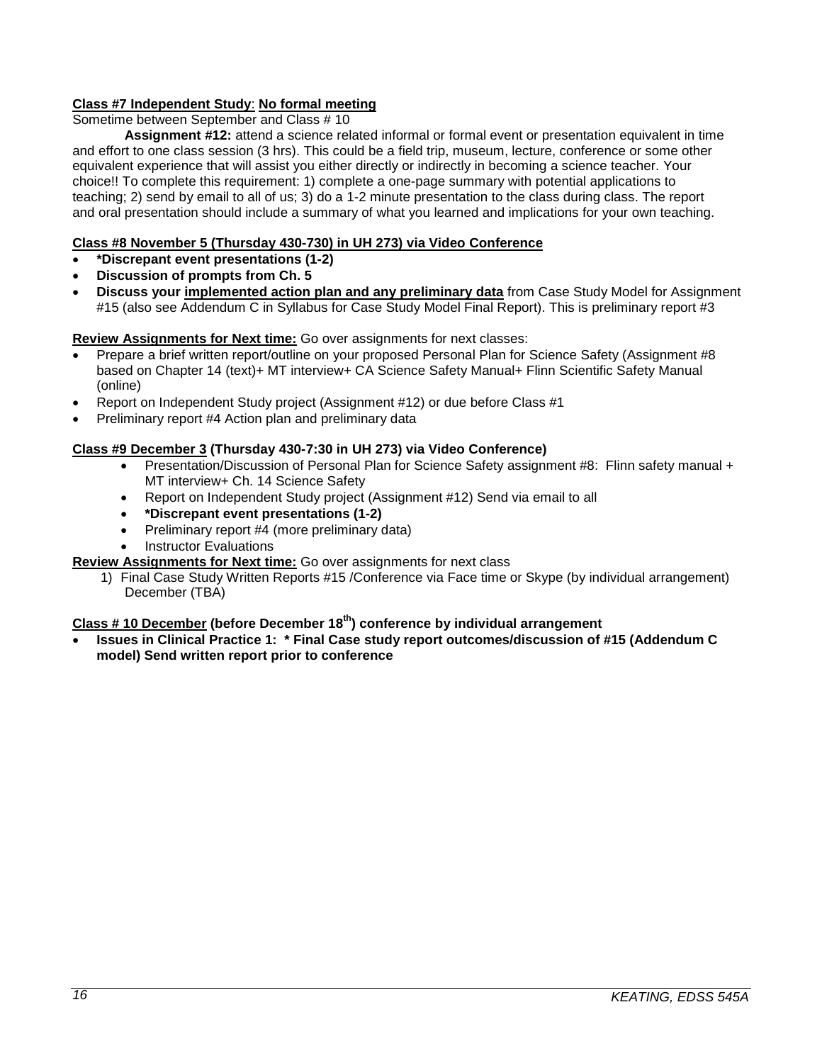**<u>Class #7 Independent Study</u>: <u>No formal meeting</u>**

Sometime between September and Class # 10

**Assignment #12:** attend a science related informal or formal event or presentation equivalent in time and effort to one class session (3 hrs). This could be a field trip, museum, lecture, conference or some other equivalent experience that will assist you either directly or indirectly in becoming a science teacher. Your choice!! To complete this requirement: 1) complete a one-page summary with potential applications to teaching; 2) send by email to all of us; 3) do a 1-2 minute presentation to the class during class. The report and oral presentation should include a summary of what you learned and implications for your own teaching.

**<u>Class #8 November 5 (Thursday 430-730) in UH 273) via Video Conference</u>**

- **\*Discrepant event presentations (1-2)**
- **Discussion of prompts from Ch. 5**
- **Discuss your <u>implemented action plan and any preliminary data</u>** from Case Study Model for Assignment #15 (also see Addendum C in Syllabus for Case Study Model Final Report). This is preliminary report #3

**<u>Review Assignments for Next time:</u>** Go over assignments for next classes:

- Prepare a brief written report/outline on your proposed Personal Plan for Science Safety (Assignment #8 based on Chapter 14 (text)+ MT interview+ CA Science Safety Manual+ Flinn Scientific Safety Manual (online)
- Report on Independent Study project (Assignment #12) or due before Class #1
- Preliminary report #4 Action plan and preliminary data

**<u>Class #9 December 3</u> (Thursday 430-7:30 in UH 273) via Video Conference)**

- Presentation/Discussion of Personal Plan for Science Safety assignment #8: Flinn safety manual + MT interview+ Ch. 14 Science Safety
- Report on Independent Study project (Assignment #12) Send via email to all
- **\*Discrepant event presentations (1-2)**
- Preliminary report #4 (more preliminary data)
- Instructor Evaluations

**<u>Review Assignments for Next time:</u>** Go over assignments for next class

1) Final Case Study Written Reports #15 /Conference via Face time or Skype (by individual arrangement) December (TBA)

**<u>Class # 10 December</u> (before December 18th) conference by individual arrangement**

- **Issues in Clinical Practice 1: \* Final Case study report outcomes/discussion of #15 (Addendum C model) Send written report prior to conference**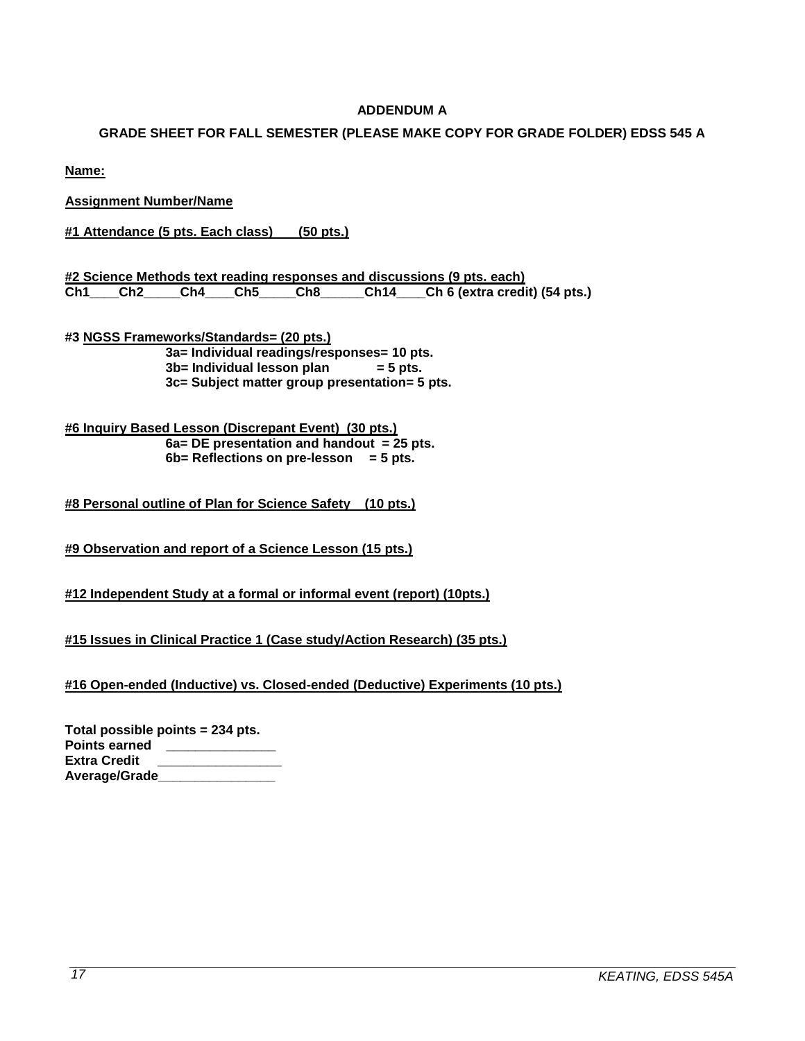## ADDENDUM A

### GRADE SHEET FOR FALL SEMESTER (PLEASE MAKE COPY FOR GRADE FOLDER) EDSS 545 A

**Name:**

**Assignment Number/Name**

**#1 Attendance (5 pts. Each class)      (50 pts.)**

**#2 Science Methods text reading responses and discussions (9 pts. each)**
**Ch1____Ch2_____Ch4____Ch5_____Ch8______Ch14____Ch 6 (extra credit) (54 pts.)**

**#3 NGSS Frameworks/Standards= (20 pts.)**

- **3a= Individual readings/responses= 10 pts.**
- **3b= Individual lesson plan = 5 pts.**
- **3c= Subject matter group presentation= 5 pts.**

**#6 Inquiry Based Lesson (Discrepant Event) (30 pts.)**

- **6a= DE presentation and handout = 25 pts.**
- **6b= Reflections on pre-lesson = 5 pts.**

**#8 Personal outline of Plan for Science Safety   (10 pts.)**

**#9 Observation and report of a Science Lesson (15 pts.)**

**#12 Independent Study at a formal or informal event (report) (10pts.)**

**#15 Issues in Clinical Practice 1 (Case study/Action Research) (35 pts.)**

**#16 Open-ended (Inductive) vs. Closed-ended (Deductive) Experiments (10 pts.)**

**Total possible points = 234 pts.**
**Points earned ______________**
**Extra Credit ________________**
**Average/Grade_______________**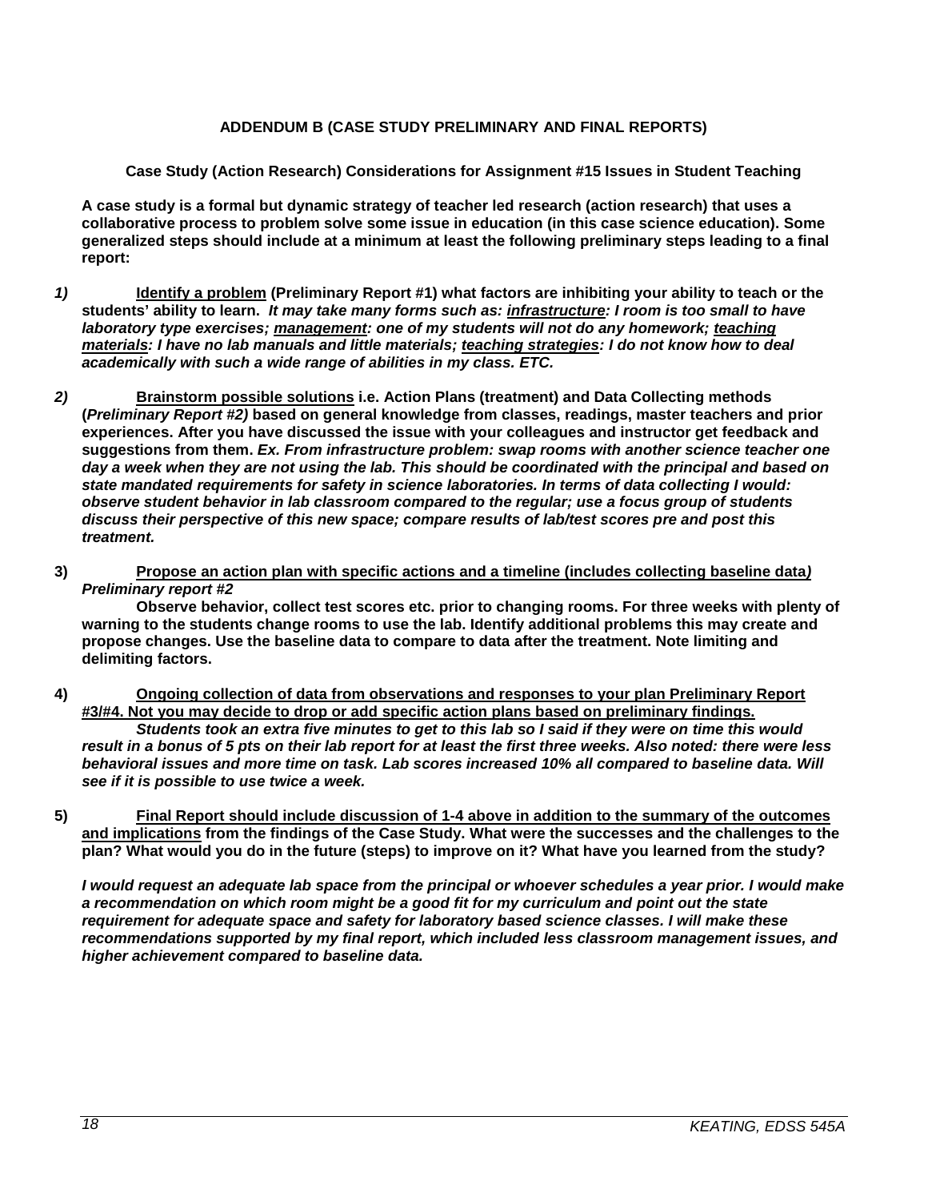**ADDENDUM B (CASE STUDY PRELIMINARY AND FINAL REPORTS)**

**Case Study (Action Research) Considerations for Assignment #15 Issues in Student Teaching**

**A case study is a formal but dynamic strategy of teacher led research (action research) that uses a collaborative process to problem solve some issue in education (in this case science education). Some generalized steps should include at a minimum at least the following preliminary steps leading to a final report:**

***1)*** **<u>Identify a problem</u> (Preliminary Report #1) what factors are inhibiting your ability to teach or the students' ability to learn.** ***It may take many forms such as: <u>infrastructure</u>: I room is too small to have laboratory type exercises; <u>management</u>: one of my students will not do any homework; <u>teaching materials</u>: I have no lab manuals and little materials; <u>teaching strategies</u>: I do not know how to deal academically with such a wide range of abilities in my class. ETC.***

***2)*** **<u>Brainstorm possible solutions</u> i.e. Action Plans (treatment) and Data Collecting methods (*Preliminary Report #2)* based on general knowledge from classes, readings, master teachers and prior experiences. After you have discussed the issue with your colleagues and instructor get feedback and suggestions from them.** ***Ex. From infrastructure problem: swap rooms with another science teacher one day a week when they are not using the lab. This should be coordinated with the principal and based on state mandated requirements for safety in science laboratories. In terms of data collecting I would: observe student behavior in lab classroom compared to the regular; use a focus group of students discuss their perspective of this new space; compare results of lab/test scores pre and post this treatment.***

**3)** **<u>Propose an action plan with specific actions and a timeline (includes collecting baseline data*)*</u>** ***Preliminary report #2***

**Observe behavior, collect test scores etc. prior to changing rooms. For three weeks with plenty of warning to the students change rooms to use the lab. Identify additional problems this may create and propose changes. Use the baseline data to compare to data after the treatment. Note limiting and delimiting factors.**

**4)** **<u>Ongoing collection of data from observations and responses to your plan Preliminary Report #3/#4. Not you may decide to drop or add specific action plans based on preliminary findings.</u>**

***Students took an extra five minutes to get to this lab so I said if they were on time this would result in a bonus of 5 pts on their lab report for at least the first three weeks. Also noted: there were less behavioral issues and more time on task. Lab scores increased 10% all compared to baseline data. Will see if it is possible to use twice a week.***

**5)** **<u>Final Report should include discussion of 1-4 above in addition to the summary of the outcomes and implications</u> from the findings of the Case Study. What were the successes and the challenges to the plan? What would you do in the future (steps) to improve on it? What have you learned from the study?**

***I would request an adequate lab space from the principal or whoever schedules a year prior. I would make a recommendation on which room might be a good fit for my curriculum and point out the state requirement for adequate space and safety for laboratory based science classes. I will make these recommendations supported by my final report, which included less classroom management issues, and higher achievement compared to baseline data.***